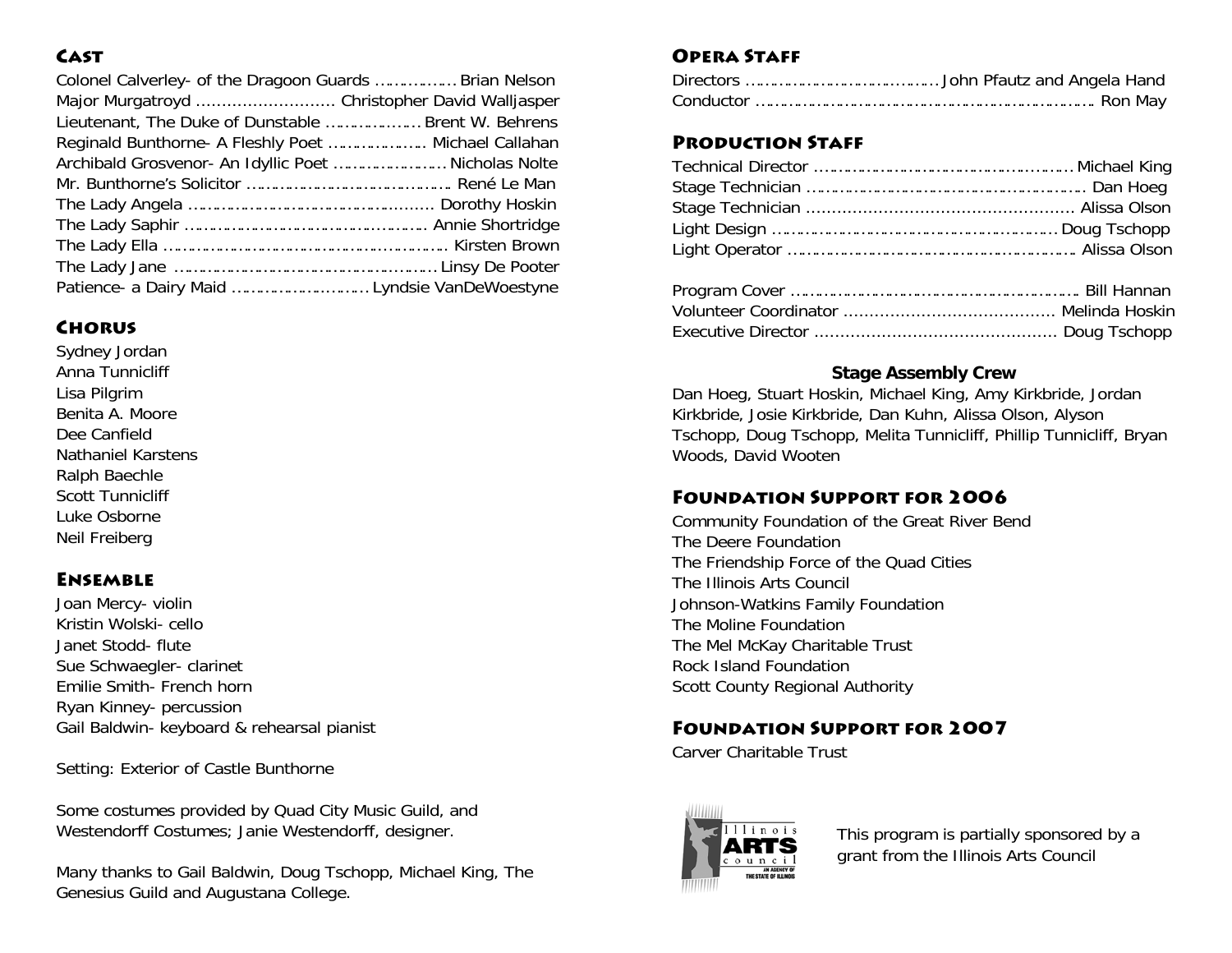## Cast

Colonel Calverley- of the Dragoon Guards ................ Brian Nelson
Major Murgatroyd ........................... Christopher David Walljasper
Lieutenant, The Duke of Dunstable .................. Brent W. Behrens
Reginald Bunthorne- A Fleshly Poet ................... Michael Callahan
Archibald Grosvenor- An Idyllic Poet ...................... Nicholas Nolte
Mr. Bunthorne's Solicitor ........................................ René Le Man
The Lady Angela ............................................... Dorothy Hoskin
The Lady Saphir ............................................... Annie Shortridge
The Lady Ella ..................................................... Kirsten Brown
The Lady Jane ................................................. Linsy De Pooter
Patience- a Dairy Maid ......................... Lyndsie VanDeWoestyne

## Chorus

Sydney Jordan
Anna Tunnicliff
Lisa Pilgrim
Benita A. Moore
Dee Canfield
Nathaniel Karstens
Ralph Baechle
Scott Tunnicliff
Luke Osborne
Neil Freiberg

## Ensemble

Joan Mercy- violin
Kristin Wolski- cello
Janet Stodd- flute
Sue Schwaegler- clarinet
Emilie Smith- French horn
Ryan Kinney- percussion
Gail Baldwin- keyboard & rehearsal pianist

Setting: Exterior of Castle Bunthorne

Some costumes provided by Quad City Music Guild, and Westendorff Costumes; Janie Westendorff, designer.

Many thanks to Gail Baldwin, Doug Tschopp, Michael King, The Genesius Guild and Augustana College.

## Opera Staff

Directors ..................................... John Pfautz and Angela Hand
Conductor ................................................................ Ron May

## Production Staff

Technical Director ............................................... Michael King
Stage Technician ...................................................... Dan Hoeg
Stage Technician .................................................. Alissa Olson
Light Design ....................................................... Doug Tschopp
Light Operator .................................................... Alissa Olson

Program Cover ....................................................... Bill Hannan
Volunteer Coordinator ........................................ Melinda Hoskin
Executive Director ............................................. Doug Tschopp

### Stage Assembly Crew

Dan Hoeg, Stuart Hoskin, Michael King, Amy Kirkbride, Jordan Kirkbride, Josie Kirkbride, Dan Kuhn, Alissa Olson, Alyson Tschopp, Doug Tschopp, Melita Tunnicliff, Phillip Tunnicliff, Bryan Woods, David Wooten

## Foundation Support for 2006

Community Foundation of the Great River Bend
The Deere Foundation
The Friendship Force of the Quad Cities
The Illinois Arts Council
Johnson-Watkins Family Foundation
The Moline Foundation
The Mel McKay Charitable Trust
Rock Island Foundation
Scott County Regional Authority

## Foundation Support for 2007

Carver Charitable Trust

Illinois ARTS council — An Agency of The State of Illinois

This program is partially sponsored by a grant from the Illinois Arts Council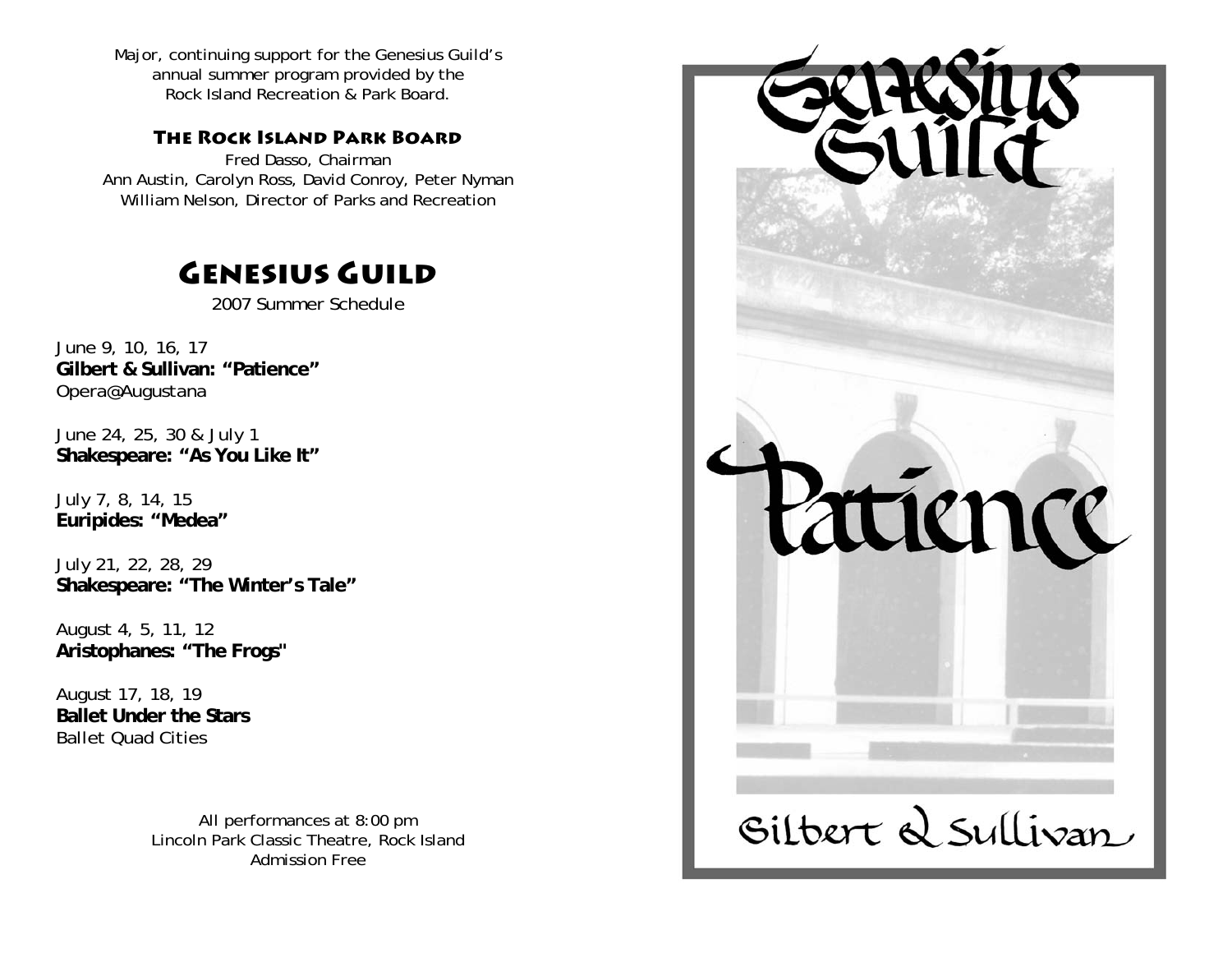Major, continuing support for the Genesius Guild's annual summer program provided by the Rock Island Recreation & Park Board.

## The Rock Island Park Board

Fred Dasso, Chairman
Ann Austin, Carolyn Ross, David Conroy, Peter Nyman
William Nelson, Director of Parks and Recreation

# Genesius Guild

2007 Summer Schedule

June 9, 10, 16, 17
**Gilbert & Sullivan: "Patience"**
Opera@Augustana

June 24, 25, 30 & July 1
**Shakespeare: "As You Like It"**

July 7, 8, 14, 15
**Euripides: "Medea"**

July 21, 22, 28, 29
**Shakespeare: "The Winter's Tale"**

August 4, 5, 11, 12
**Aristophanes: "The Frogs"**

August 17, 18, 19
**Ballet Under the Stars**
Ballet Quad Cities

All performances at 8:00 pm
Lincoln Park Classic Theatre, Rock Island
Admission Free

Genesius Guild

Patience

Gilbert & Sullivan